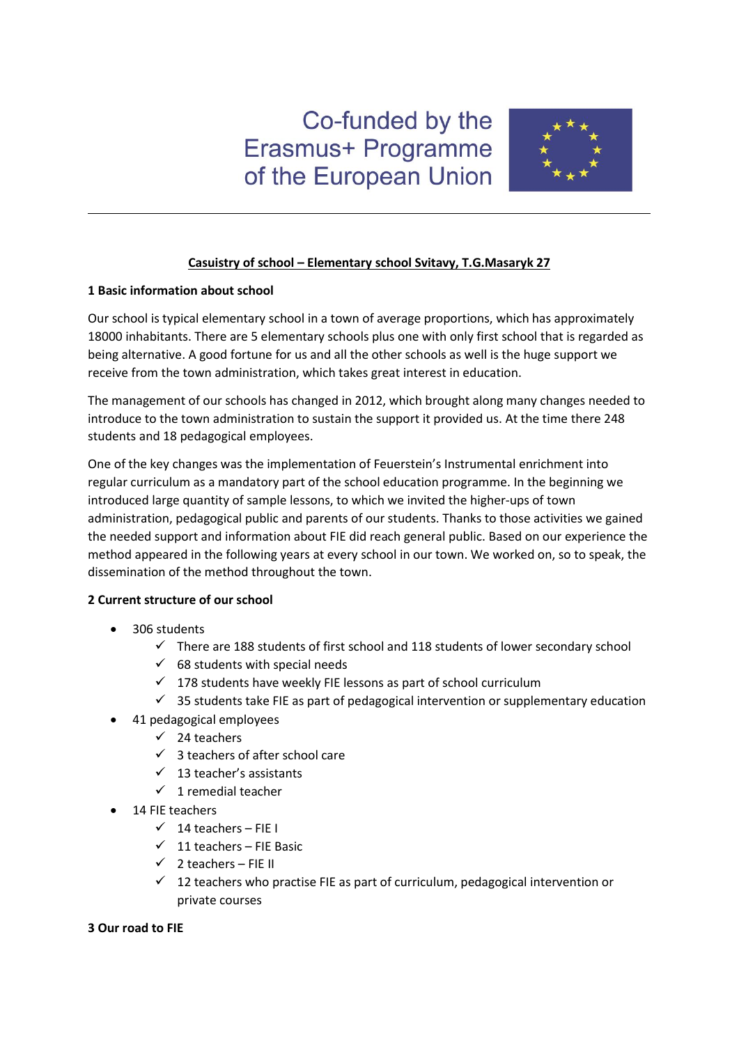Co-funded by the Erasmus+ Programme of the European Union

**Casuistry of school – Elementary school Svitavy, T.G.Masaryk 27**

**1 Basic information about school**

Our school is typical elementary school in a town of average proportions, which has approximately 18000 inhabitants. There are 5 elementary schools plus one with only first school that is regarded as being alternative. A good fortune for us and all the other schools as well is the huge support we receive from the town administration, which takes great interest in education.

The management of our schools has changed in 2012, which brought along many changes needed to introduce to the town administration to sustain the support it provided us. At the time there 248 students and 18 pedagogical employees.

One of the key changes was the implementation of Feuerstein's Instrumental enrichment into regular curriculum as a mandatory part of the school education programme. In the beginning we introduced large quantity of sample lessons, to which we invited the higher-ups of town administration, pedagogical public and parents of our students. Thanks to those activities we gained the needed support and information about FIE did reach general public. Based on our experience the method appeared in the following years at every school in our town. We worked on, so to speak, the dissemination of the method throughout the town.

**2 Current structure of our school**

- 306 students
  - ✓ There are 188 students of first school and 118 students of lower secondary school
  - ✓ 68 students with special needs
  - ✓ 178 students have weekly FIE lessons as part of school curriculum
  - ✓ 35 students take FIE as part of pedagogical intervention or supplementary education
- 41 pedagogical employees
  - ✓ 24 teachers
  - ✓ 3 teachers of after school care
  - ✓ 13 teacher's assistants
  - ✓ 1 remedial teacher
- 14 FIE teachers
  - ✓ 14 teachers – FIE I
  - ✓ 11 teachers – FIE Basic
  - ✓ 2 teachers – FIE II
  - ✓ 12 teachers who practise FIE as part of curriculum, pedagogical intervention or private courses

**3 Our road to FIE**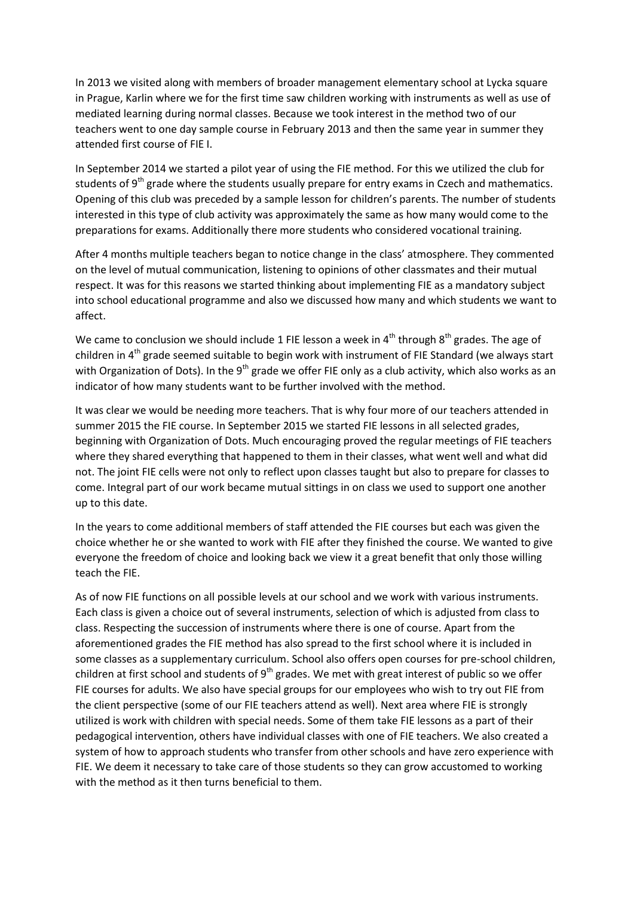In 2013 we visited along with members of broader management elementary school at Lycka square in Prague, Karlin where we for the first time saw children working with instruments as well as use of mediated learning during normal classes. Because we took interest in the method two of our teachers went to one day sample course in February 2013 and then the same year in summer they attended first course of FIE I.

In September 2014 we started a pilot year of using the FIE method. For this we utilized the club for students of 9th grade where the students usually prepare for entry exams in Czech and mathematics. Opening of this club was preceded by a sample lesson for children's parents. The number of students interested in this type of club activity was approximately the same as how many would come to the preparations for exams. Additionally there more students who considered vocational training.

After 4 months multiple teachers began to notice change in the class' atmosphere. They commented on the level of mutual communication, listening to opinions of other classmates and their mutual respect. It was for this reasons we started thinking about implementing FIE as a mandatory subject into school educational programme and also we discussed how many and which students we want to affect.

We came to conclusion we should include 1 FIE lesson a week in 4th through 8th grades. The age of children in 4th grade seemed suitable to begin work with instrument of FIE Standard (we always start with Organization of Dots). In the 9th grade we offer FIE only as a club activity, which also works as an indicator of how many students want to be further involved with the method.

It was clear we would be needing more teachers. That is why four more of our teachers attended in summer 2015 the FIE course. In September 2015 we started FIE lessons in all selected grades, beginning with Organization of Dots. Much encouraging proved the regular meetings of FIE teachers where they shared everything that happened to them in their classes, what went well and what did not. The joint FIE cells were not only to reflect upon classes taught but also to prepare for classes to come. Integral part of our work became mutual sittings in on class we used to support one another up to this date.

In the years to come additional members of staff attended the FIE courses but each was given the choice whether he or she wanted to work with FIE after they finished the course. We wanted to give everyone the freedom of choice and looking back we view it a great benefit that only those willing teach the FIE.

As of now FIE functions on all possible levels at our school and we work with various instruments. Each class is given a choice out of several instruments, selection of which is adjusted from class to class. Respecting the succession of instruments where there is one of course. Apart from the aforementioned grades the FIE method has also spread to the first school where it is included in some classes as a supplementary curriculum. School also offers open courses for pre-school children, children at first school and students of 9th grades. We met with great interest of public so we offer FIE courses for adults. We also have special groups for our employees who wish to try out FIE from the client perspective (some of our FIE teachers attend as well). Next area where FIE is strongly utilized is work with children with special needs. Some of them take FIE lessons as a part of their pedagogical intervention, others have individual classes with one of FIE teachers. We also created a system of how to approach students who transfer from other schools and have zero experience with FIE. We deem it necessary to take care of those students so they can grow accustomed to working with the method as it then turns beneficial to them.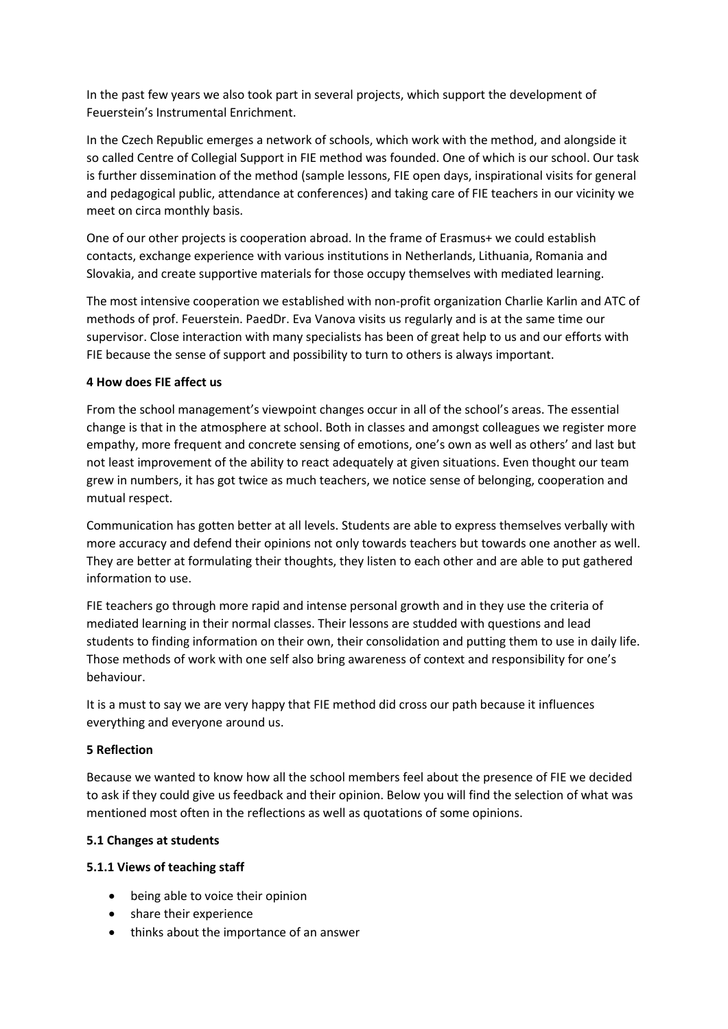In the past few years we also took part in several projects, which support the development of Feuerstein's Instrumental Enrichment.

In the Czech Republic emerges a network of schools, which work with the method, and alongside it so called Centre of Collegial Support in FIE method was founded. One of which is our school. Our task is further dissemination of the method (sample lessons, FIE open days, inspirational visits for general and pedagogical public, attendance at conferences) and taking care of FIE teachers in our vicinity we meet on circa monthly basis.

One of our other projects is cooperation abroad. In the frame of Erasmus+ we could establish contacts, exchange experience with various institutions in Netherlands, Lithuania, Romania and Slovakia, and create supportive materials for those occupy themselves with mediated learning.

The most intensive cooperation we established with non-profit organization Charlie Karlin and ATC of methods of prof. Feuerstein. PaedDr. Eva Vanova visits us regularly and is at the same time our supervisor. Close interaction with many specialists has been of great help to us and our efforts with FIE because the sense of support and possibility to turn to others is always important.

### 4 How does FIE affect us

From the school management's viewpoint changes occur in all of the school's areas. The essential change is that in the atmosphere at school. Both in classes and amongst colleagues we register more empathy, more frequent and concrete sensing of emotions, one's own as well as others' and last but not least improvement of the ability to react adequately at given situations. Even thought our team grew in numbers, it has got twice as much teachers, we notice sense of belonging, cooperation and mutual respect.

Communication has gotten better at all levels. Students are able to express themselves verbally with more accuracy and defend their opinions not only towards teachers but towards one another as well. They are better at formulating their thoughts, they listen to each other and are able to put gathered information to use.

FIE teachers go through more rapid and intense personal growth and in they use the criteria of mediated learning in their normal classes. Their lessons are studded with questions and lead students to finding information on their own, their consolidation and putting them to use in daily life. Those methods of work with one self also bring awareness of context and responsibility for one's behaviour.

It is a must to say we are very happy that FIE method did cross our path because it influences everything and everyone around us.

### 5 Reflection

Because we wanted to know how all the school members feel about the presence of FIE we decided to ask if they could give us feedback and their opinion. Below you will find the selection of what was mentioned most often in the reflections as well as quotations of some opinions.

#### 5.1 Changes at students

##### 5.1.1 Views of teaching staff

- being able to voice their opinion
- share their experience
- thinks about the importance of an answer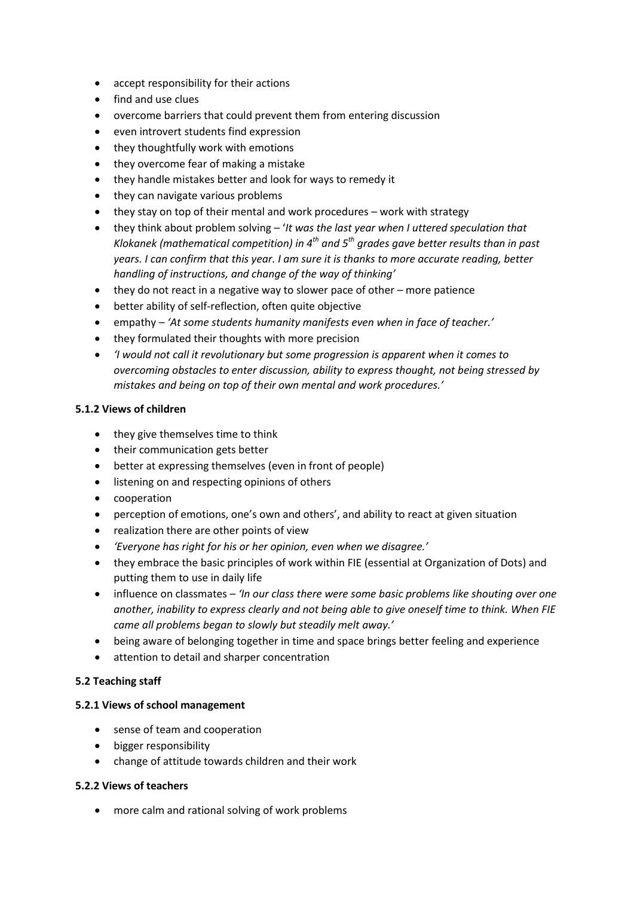- accept responsibility for their actions
- find and use clues
- overcome barriers that could prevent them from entering discussion
- even introvert students find expression
- they thoughtfully work with emotions
- they overcome fear of making a mistake
- they handle mistakes better and look for ways to remedy it
- they can navigate various problems
- they stay on top of their mental and work procedures – work with strategy
- they think about problem solving – '*It was the last year when I uttered speculation that Klokanek (mathematical competition) in 4th and 5th grades gave better results than in past years. I can confirm that this year. I am sure it is thanks to more accurate reading, better handling of instructions, and change of the way of thinking'*
- they do not react in a negative way to slower pace of other – more patience
- better ability of self-reflection, often quite objective
- empathy – *'At some students humanity manifests even when in face of teacher.'*
- they formulated their thoughts with more precision
- *'I would not call it revolutionary but some progression is apparent when it comes to overcoming obstacles to enter discussion, ability to express thought, not being stressed by mistakes and being on top of their own mental and work procedures.'*

#### 5.1.2 Views of children

- they give themselves time to think
- their communication gets better
- better at expressing themselves (even in front of people)
- listening on and respecting opinions of others
- cooperation
- perception of emotions, one's own and others', and ability to react at given situation
- realization there are other points of view
- *'Everyone has right for his or her opinion, even when we disagree.'*
- they embrace the basic principles of work within FIE (essential at Organization of Dots) and putting them to use in daily life
- influence on classmates – *'In our class there were some basic problems like shouting over one another, inability to express clearly and not being able to give oneself time to think. When FIE came all problems began to slowly but steadily melt away.'*
- being aware of belonging together in time and space brings better feeling and experience
- attention to detail and sharper concentration

### 5.2 Teaching staff

#### 5.2.1 Views of school management

- sense of team and cooperation
- bigger responsibility
- change of attitude towards children and their work

#### 5.2.2 Views of teachers

- more calm and rational solving of work problems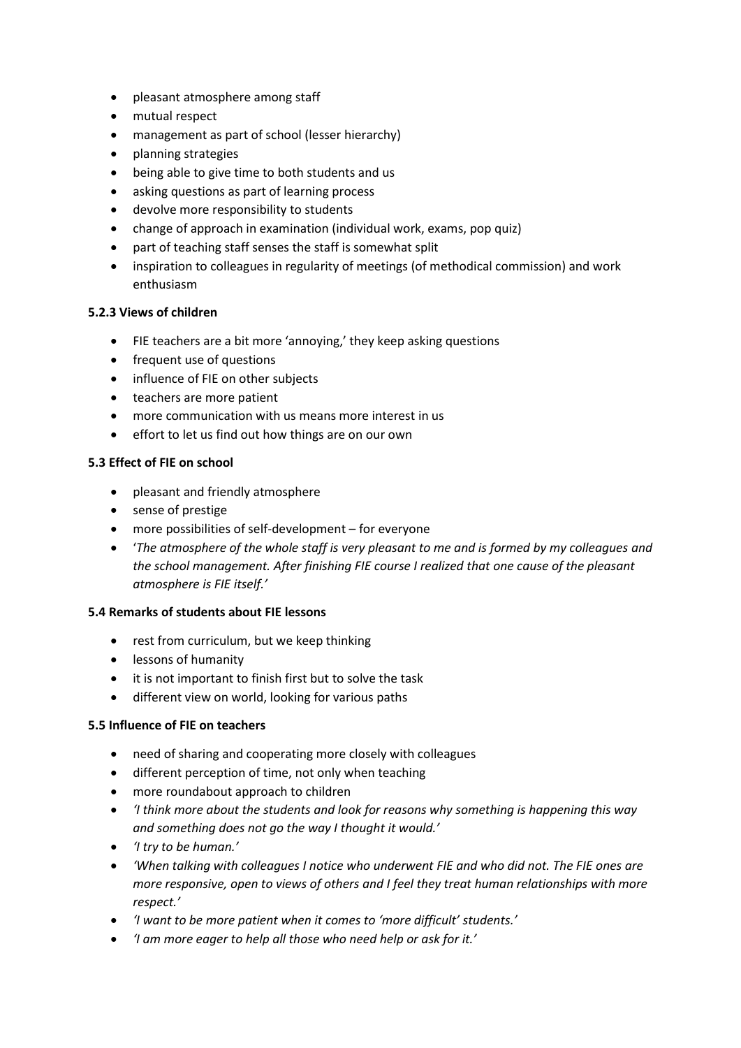- pleasant atmosphere among staff
- mutual respect
- management as part of school (lesser hierarchy)
- planning strategies
- being able to give time to both students and us
- asking questions as part of learning process
- devolve more responsibility to students
- change of approach in examination (individual work, exams, pop quiz)
- part of teaching staff senses the staff is somewhat split
- inspiration to colleagues in regularity of meetings (of methodical commission) and work enthusiasm

### 5.2.3 Views of children

- FIE teachers are a bit more 'annoying,' they keep asking questions
- frequent use of questions
- influence of FIE on other subjects
- teachers are more patient
- more communication with us means more interest in us
- effort to let us find out how things are on our own

### 5.3 Effect of FIE on school

- pleasant and friendly atmosphere
- sense of prestige
- more possibilities of self-development – for everyone
- '*The atmosphere of the whole staff is very pleasant to me and is formed by my colleagues and the school management. After finishing FIE course I realized that one cause of the pleasant atmosphere is FIE itself.'*

### 5.4 Remarks of students about FIE lessons

- rest from curriculum, but we keep thinking
- lessons of humanity
- it is not important to finish first but to solve the task
- different view on world, looking for various paths

### 5.5 Influence of FIE on teachers

- need of sharing and cooperating more closely with colleagues
- different perception of time, not only when teaching
- more roundabout approach to children
- *'I think more about the students and look for reasons why something is happening this way and something does not go the way I thought it would.'*
- *'I try to be human.'*
- *'When talking with colleagues I notice who underwent FIE and who did not. The FIE ones are more responsive, open to views of others and I feel they treat human relationships with more respect.'*
- *'I want to be more patient when it comes to 'more difficult' students.'*
- *'I am more eager to help all those who need help or ask for it.'*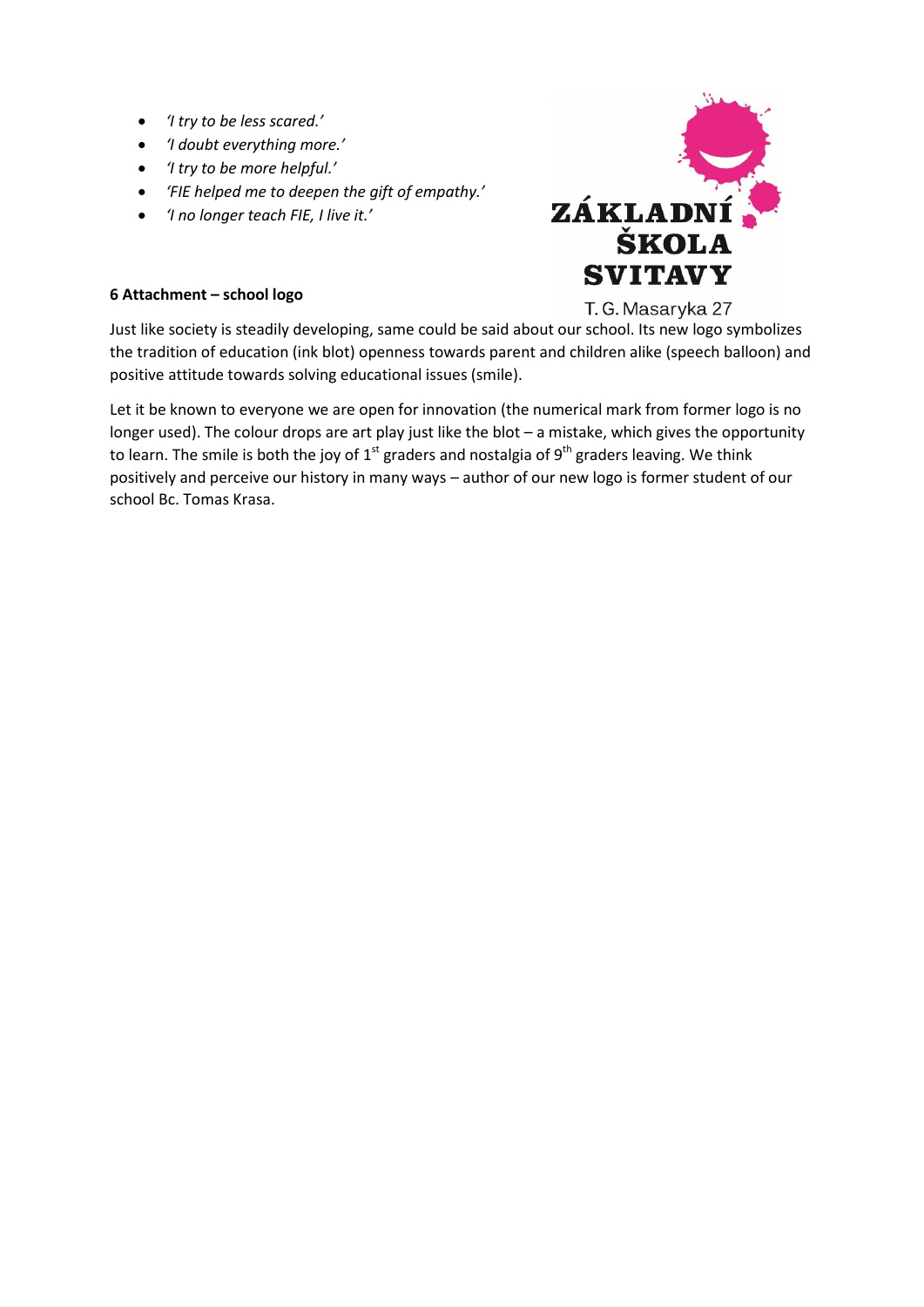- *'I try to be less scared.'*
- *'I doubt everything more.'*
- *'I try to be more helpful.'*
- *'FIE helped me to deepen the gift of empathy.'*
- *'I no longer teach FIE, I live it.'*

ZÁKLADNÍ ŠKOLA SVITAVY

T. G. Masaryka 27

**6 Attachment – school logo**

Just like society is steadily developing, same could be said about our school. Its new logo symbolizes the tradition of education (ink blot) openness towards parent and children alike (speech balloon) and positive attitude towards solving educational issues (smile).

Let it be known to everyone we are open for innovation (the numerical mark from former logo is no longer used). The colour drops are art play just like the blot – a mistake, which gives the opportunity to learn. The smile is both the joy of 1st graders and nostalgia of 9th graders leaving. We think positively and perceive our history in many ways – author of our new logo is former student of our school Bc. Tomas Krasa.